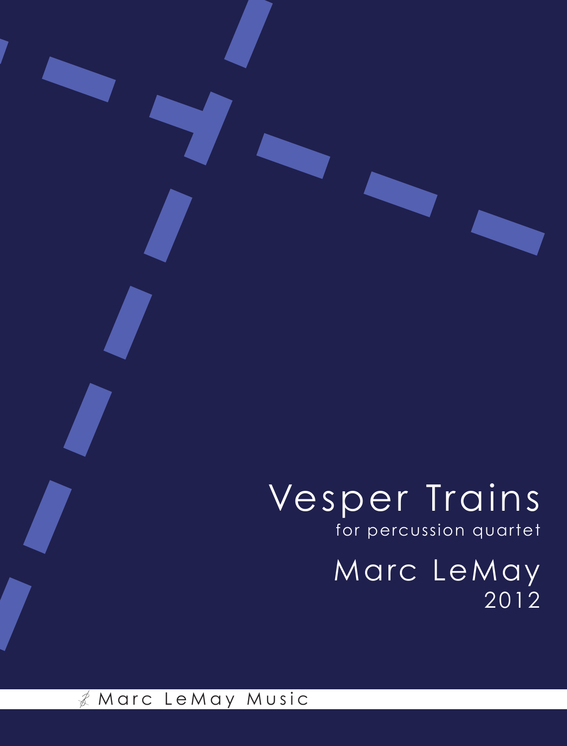# Vesper Trains

for percussion quartet

## Marc LeMay

2012

Marc LeMay Music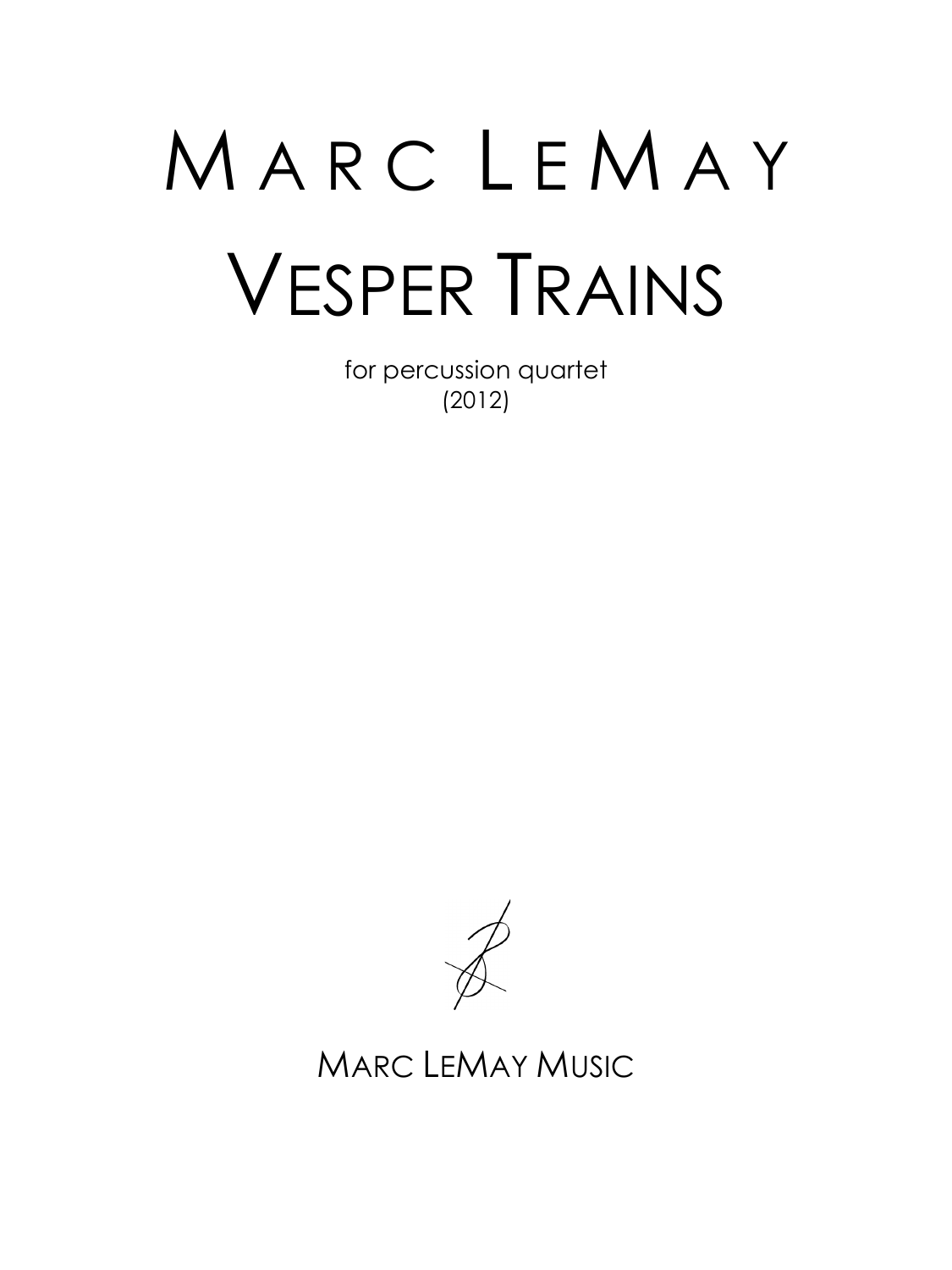# Marc LeMay

# Vesper Trains

for percussion quartet
(2012)

Marc LeMay Music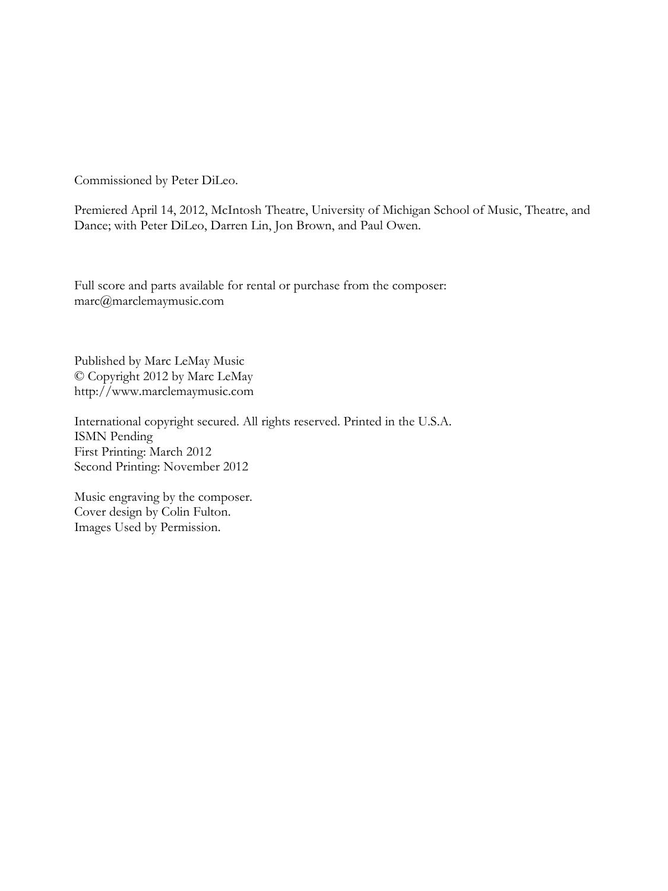Commissioned by Peter DiLeo.

Premiered April 14, 2012, McIntosh Theatre, University of Michigan School of Music, Theatre, and Dance; with Peter DiLeo, Darren Lin, Jon Brown, and Paul Owen.

Full score and parts available for rental or purchase from the composer:
marc@marclemaymusic.com

Published by Marc LeMay Music
© Copyright 2012 by Marc LeMay
http://www.marclemaymusic.com

International copyright secured. All rights reserved. Printed in the U.S.A.
ISMN Pending
First Printing: March 2012
Second Printing: November 2012

Music engraving by the composer.
Cover design by Colin Fulton.
Images Used by Permission.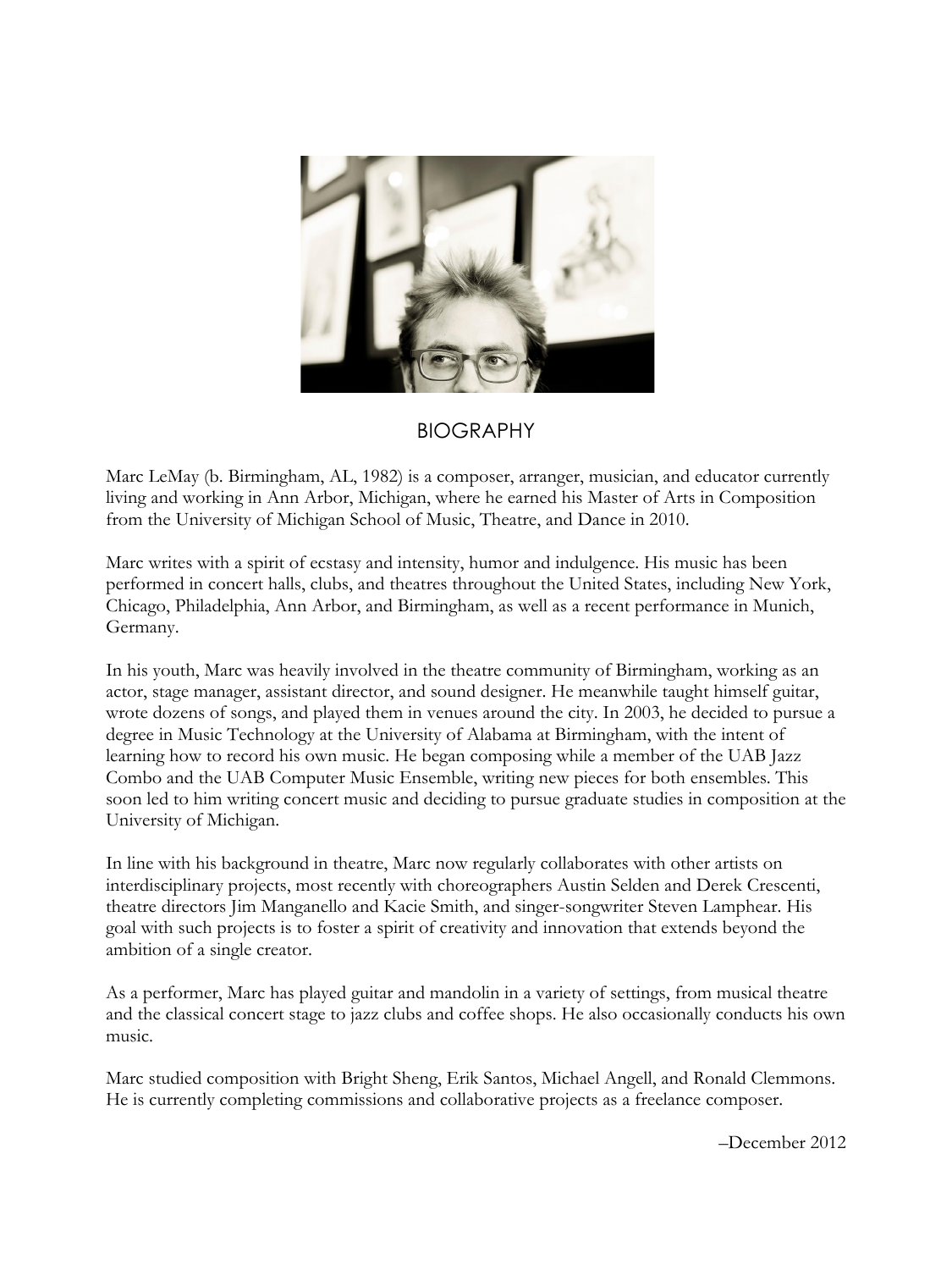## BIOGRAPHY

Marc LeMay (b. Birmingham, AL, 1982) is a composer, arranger, musician, and educator currently living and working in Ann Arbor, Michigan, where he earned his Master of Arts in Composition from the University of Michigan School of Music, Theatre, and Dance in 2010.

Marc writes with a spirit of ecstasy and intensity, humor and indulgence. His music has been performed in concert halls, clubs, and theatres throughout the United States, including New York, Chicago, Philadelphia, Ann Arbor, and Birmingham, as well as a recent performance in Munich, Germany.

In his youth, Marc was heavily involved in the theatre community of Birmingham, working as an actor, stage manager, assistant director, and sound designer. He meanwhile taught himself guitar, wrote dozens of songs, and played them in venues around the city. In 2003, he decided to pursue a degree in Music Technology at the University of Alabama at Birmingham, with the intent of learning how to record his own music. He began composing while a member of the UAB Jazz Combo and the UAB Computer Music Ensemble, writing new pieces for both ensembles. This soon led to him writing concert music and deciding to pursue graduate studies in composition at the University of Michigan.

In line with his background in theatre, Marc now regularly collaborates with other artists on interdisciplinary projects, most recently with choreographers Austin Selden and Derek Crescenti, theatre directors Jim Manganello and Kacie Smith, and singer-songwriter Steven Lamphear. His goal with such projects is to foster a spirit of creativity and innovation that extends beyond the ambition of a single creator.

As a performer, Marc has played guitar and mandolin in a variety of settings, from musical theatre and the classical concert stage to jazz clubs and coffee shops. He also occasionally conducts his own music.

Marc studied composition with Bright Sheng, Erik Santos, Michael Angell, and Ronald Clemmons. He is currently completing commissions and collaborative projects as a freelance composer.

–December 2012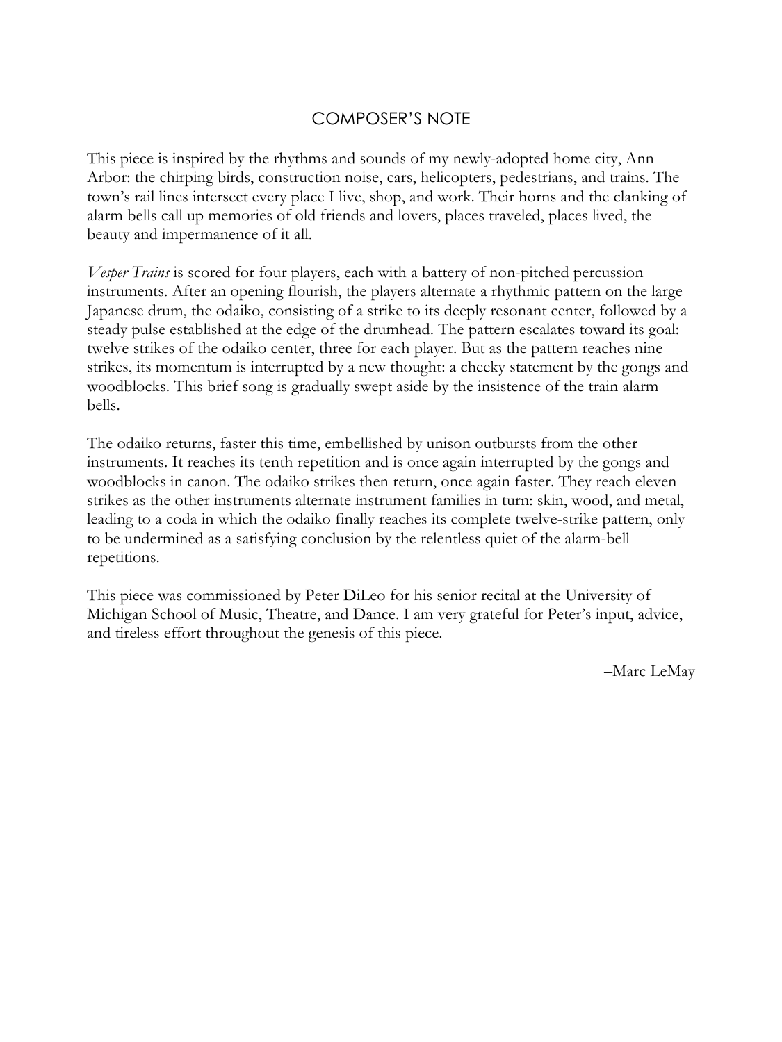# COMPOSER'S NOTE

This piece is inspired by the rhythms and sounds of my newly-adopted home city, Ann Arbor: the chirping birds, construction noise, cars, helicopters, pedestrians, and trains. The town's rail lines intersect every place I live, shop, and work. Their horns and the clanking of alarm bells call up memories of old friends and lovers, places traveled, places lived, the beauty and impermanence of it all.

*Vesper Trains* is scored for four players, each with a battery of non-pitched percussion instruments. After an opening flourish, the players alternate a rhythmic pattern on the large Japanese drum, the odaiko, consisting of a strike to its deeply resonant center, followed by a steady pulse established at the edge of the drumhead. The pattern escalates toward its goal: twelve strikes of the odaiko center, three for each player. But as the pattern reaches nine strikes, its momentum is interrupted by a new thought: a cheeky statement by the gongs and woodblocks. This brief song is gradually swept aside by the insistence of the train alarm bells.

The odaiko returns, faster this time, embellished by unison outbursts from the other instruments. It reaches its tenth repetition and is once again interrupted by the gongs and woodblocks in canon. The odaiko strikes then return, once again faster. They reach eleven strikes as the other instruments alternate instrument families in turn: skin, wood, and metal, leading to a coda in which the odaiko finally reaches its complete twelve-strike pattern, only to be undermined as a satisfying conclusion by the relentless quiet of the alarm-bell repetitions.

This piece was commissioned by Peter DiLeo for his senior recital at the University of Michigan School of Music, Theatre, and Dance. I am very grateful for Peter's input, advice, and tireless effort throughout the genesis of this piece.

–Marc LeMay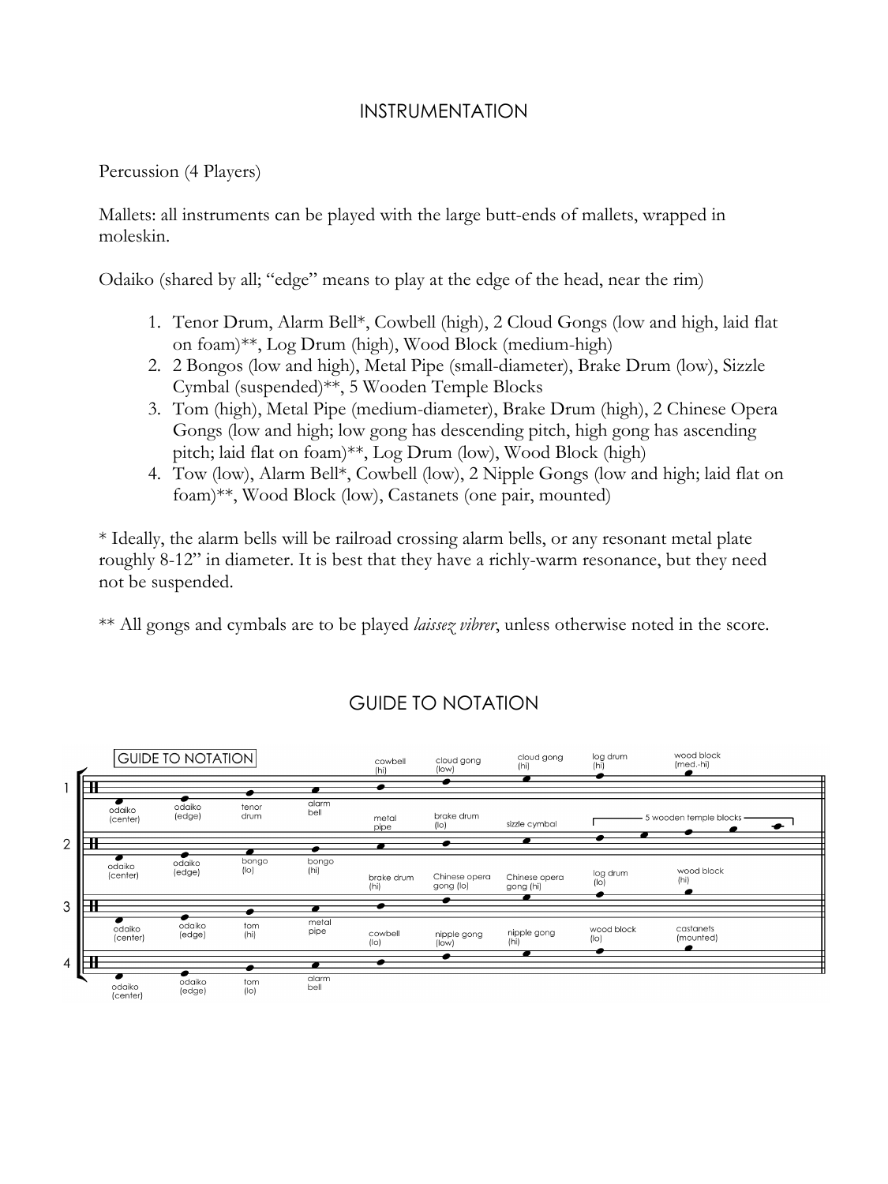## INSTRUMENTATION

Percussion (4 Players)

Mallets: all instruments can be played with the large butt-ends of mallets, wrapped in moleskin.

Odaiko (shared by all; "edge" means to play at the edge of the head, near the rim)

1. Tenor Drum, Alarm Bell*, Cowbell (high), 2 Cloud Gongs (low and high, laid flat on foam)**, Log Drum (high), Wood Block (medium-high)
2. 2 Bongos (low and high), Metal Pipe (small-diameter), Brake Drum (low), Sizzle Cymbal (suspended)**, 5 Wooden Temple Blocks
3. Tom (high), Metal Pipe (medium-diameter), Brake Drum (high), 2 Chinese Opera Gongs (low and high; low gong has descending pitch, high gong has ascending pitch; laid flat on foam)**, Log Drum (low), Wood Block (high)
4. Tow (low), Alarm Bell*, Cowbell (low), 2 Nipple Gongs (low and high; laid flat on foam)**, Wood Block (low), Castanets (one pair, mounted)

* Ideally, the alarm bells will be railroad crossing alarm bells, or any resonant metal plate roughly 8-12" in diameter. It is best that they have a richly-warm resonance, but they need not be suspended.

** All gongs and cymbals are to be played *laissez vibrer*, unless otherwise noted in the score.

## GUIDE TO NOTATION

| Player | Instruments (left to right, low to high on staff) |
|---|---|
| 1 | odaiko (center), odaiko (edge), tenor drum, alarm bell, cowbell (hi), cloud gong (low), cloud gong (hi), log drum (hi), wood block (med.-hi) |
| 2 | odaiko (center), odaiko (edge), bongo (lo), bongo (hi), metal pipe, brake drum (lo), sizzle cymbal, 5 wooden temple blocks |
| 3 | odaiko (center), odaiko (edge), tom (hi), metal pipe, brake drum (hi), Chinese opera gong (lo), Chinese opera gong (hi), log drum (lo), wood block (hi) |
| 4 | odaiko (center), odaiko (edge), tom (lo), alarm bell, cowbell (lo), nipple gong (low), nipple gong (hi), wood block (lo), castanets (mounted) |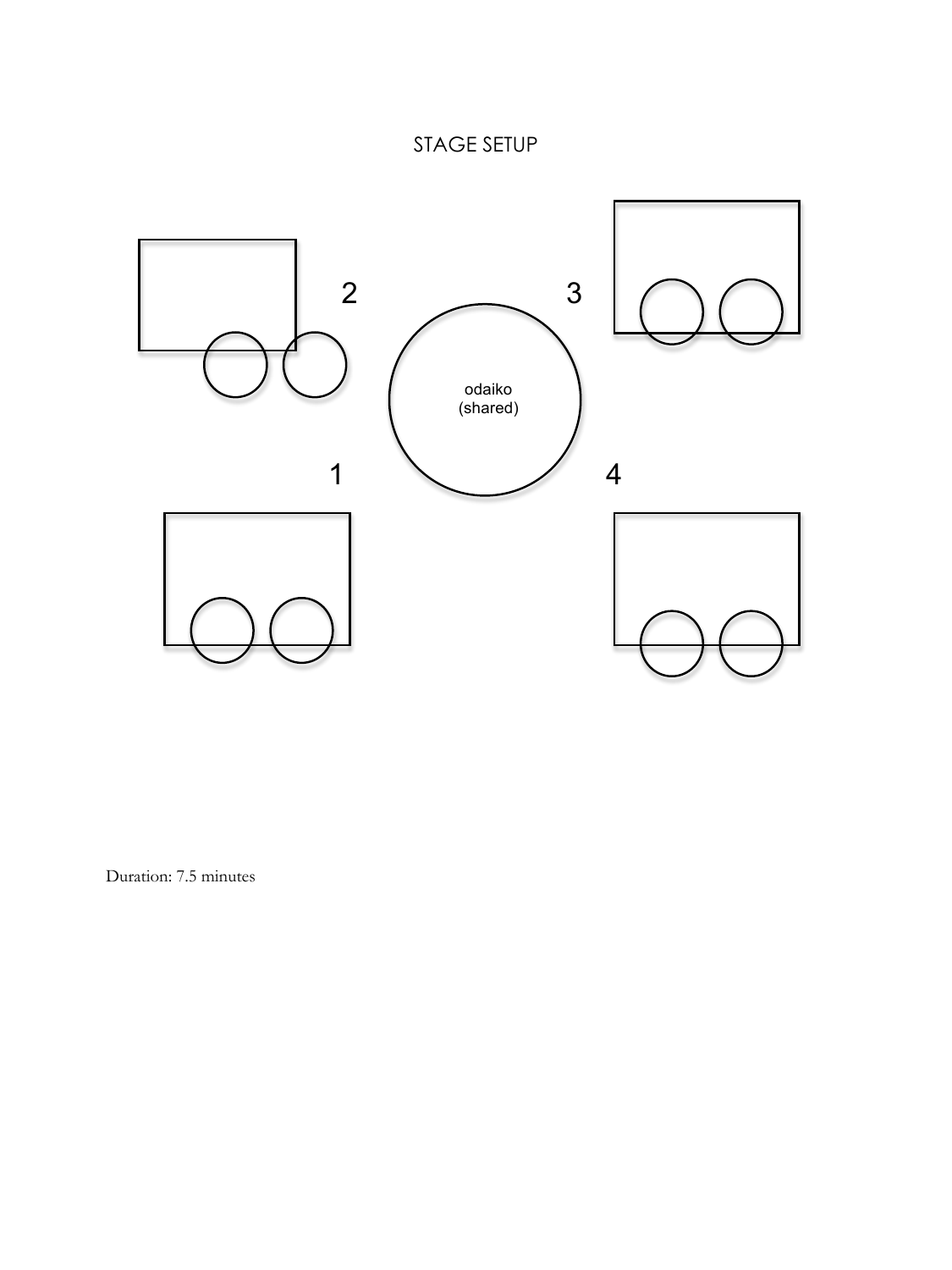STAGE SETUP

2

3

odaiko
(shared)

1

4

Duration: 7.5 minutes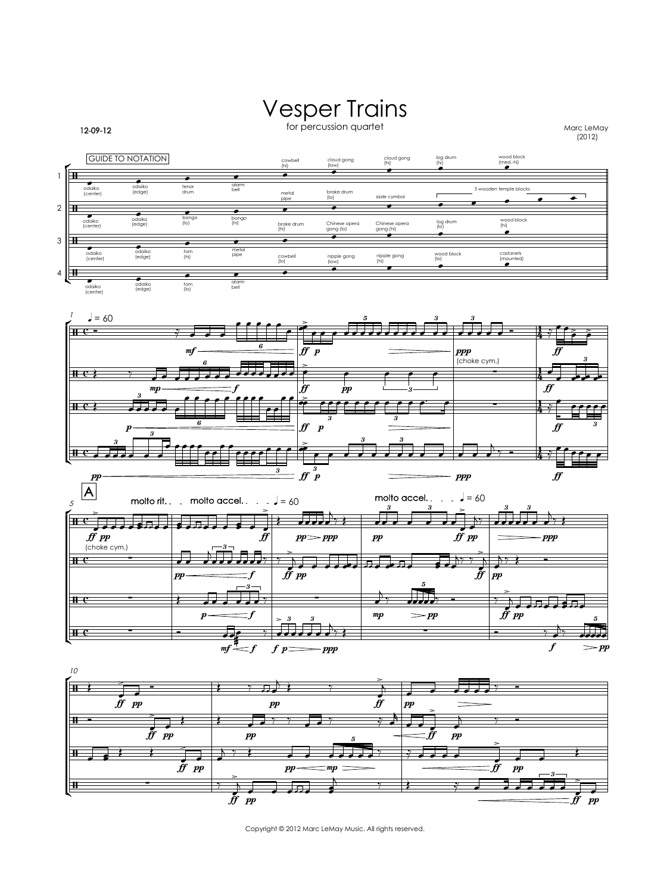# Vesper Trains

for percussion quartet

Marc LeMay (2012)

12-09-12

Copyright © 2012 Marc LeMay Music. All rights reserved.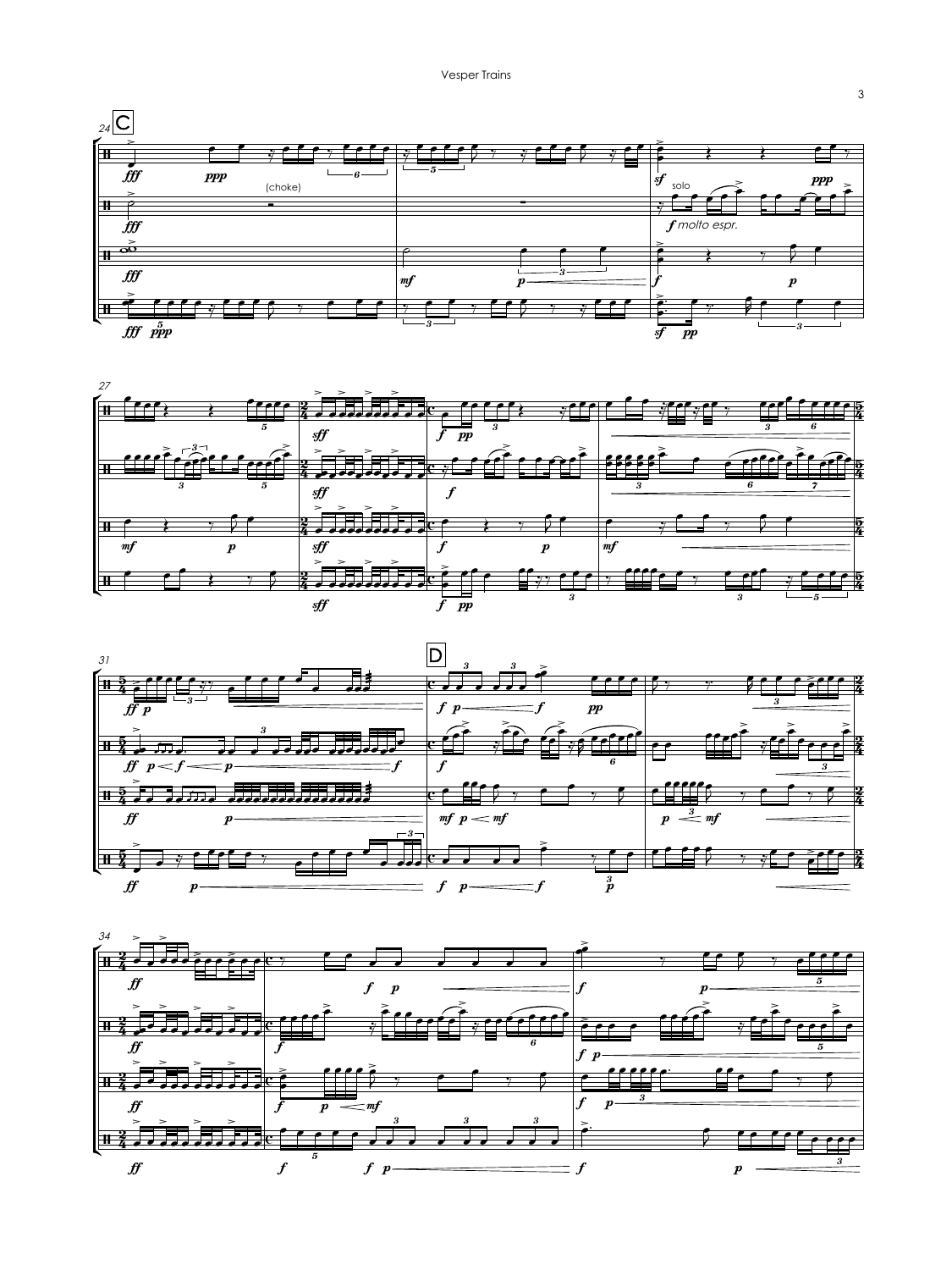C

(choke)

solo

*f molto espr.*

D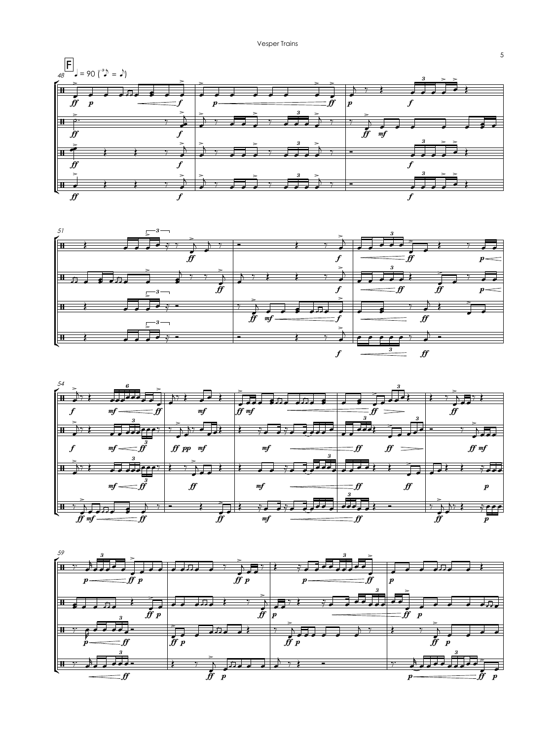**F**

♩ = 90 (♪³ = ♪)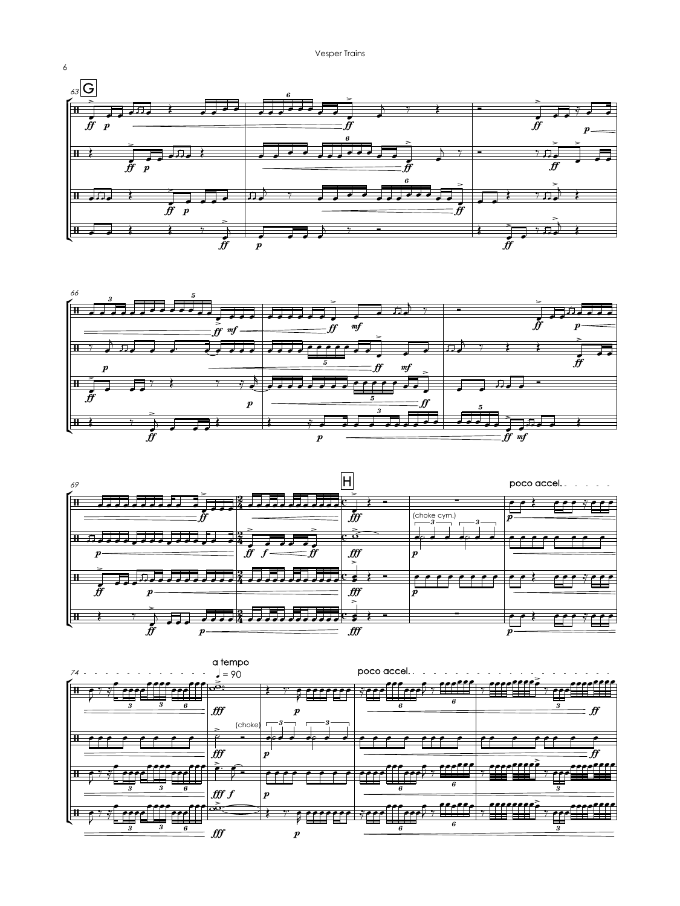G

poco accel.

a tempo

♩ = 90

(choke cym.)

(choke)

H

poco accel.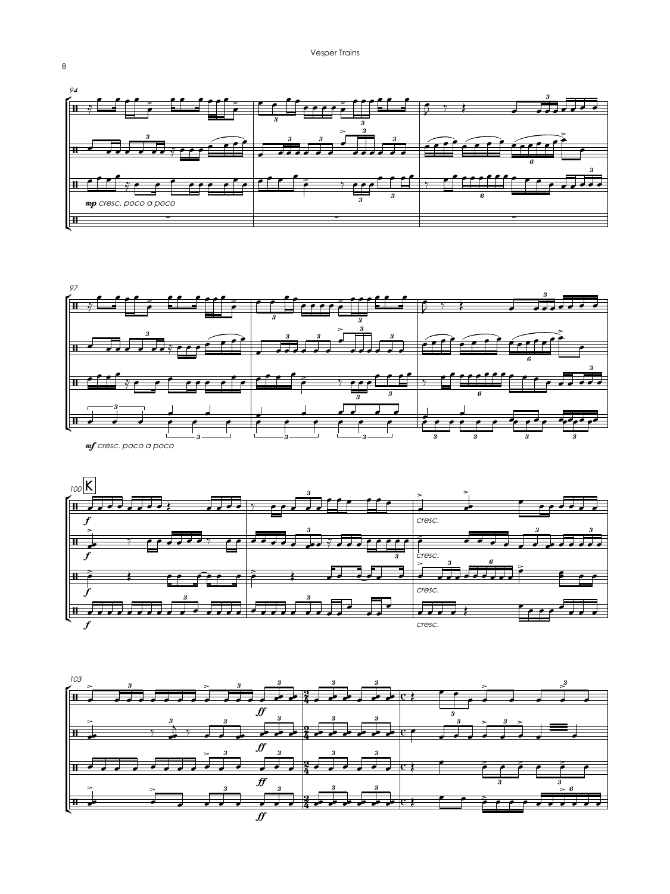*mp cresc. poco a poco*

*mf cresc. poco a poco*

K

*f*

*cresc.*

*ff*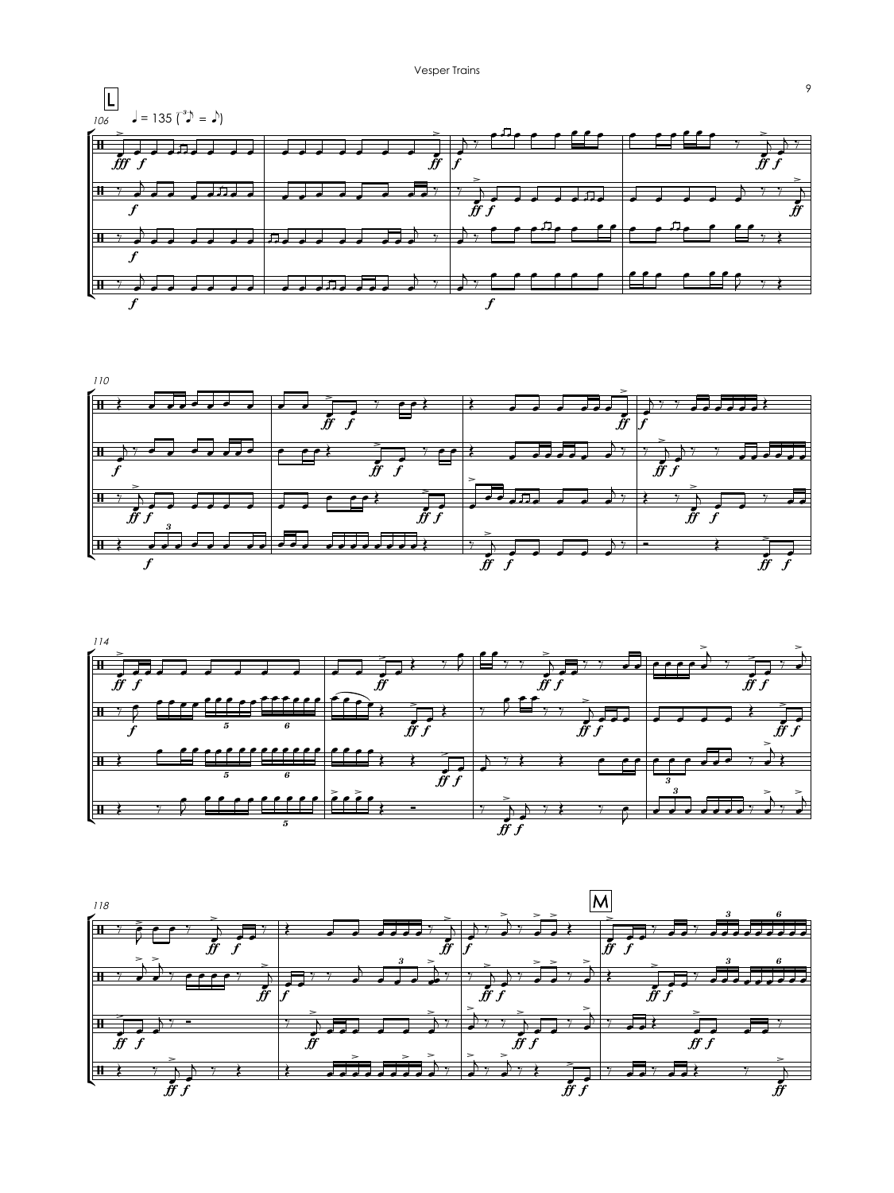L

♩ = 135 (♪³ = ♪)

106

110

114

118

M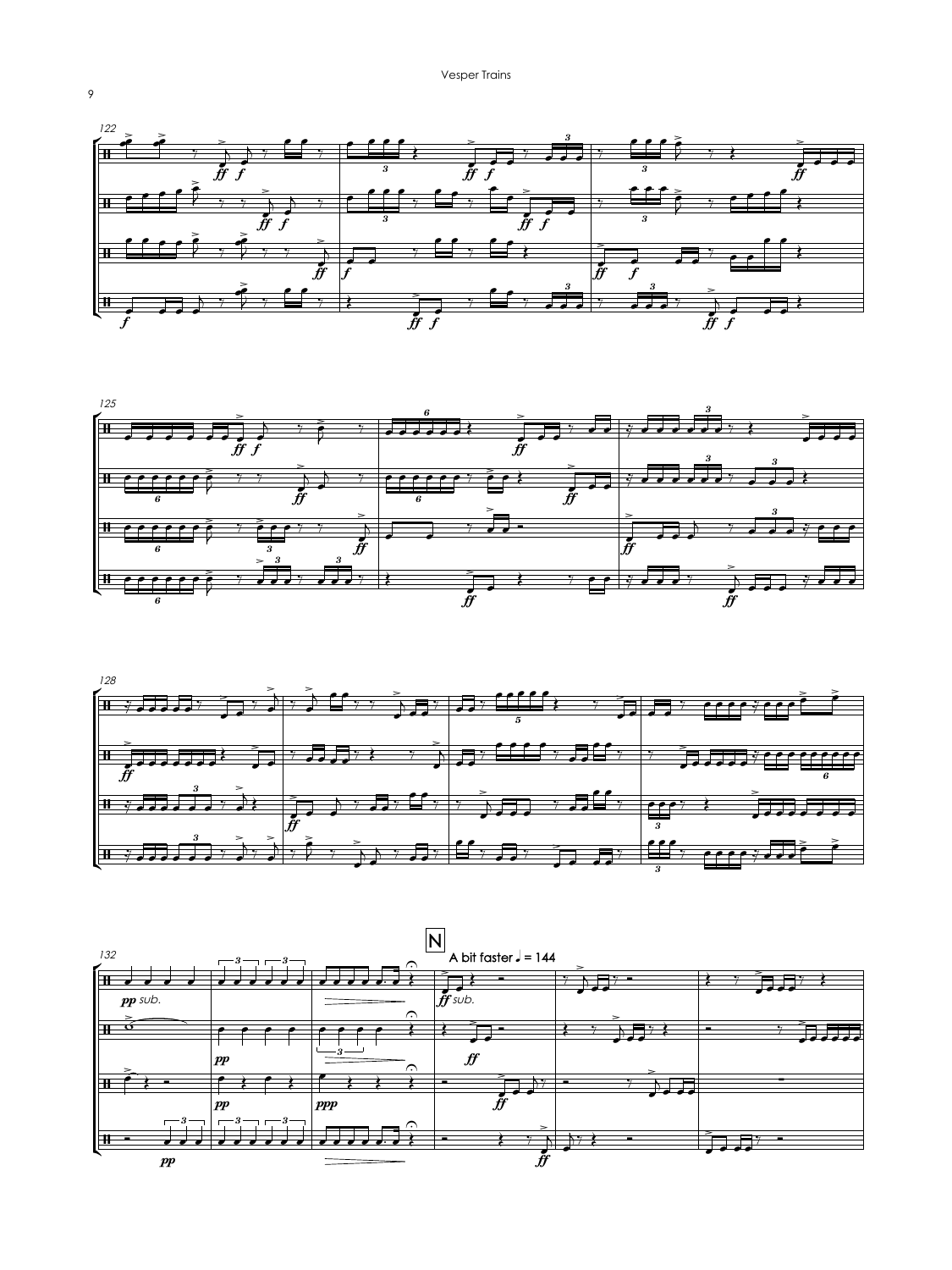N

A bit faster ♩ = 144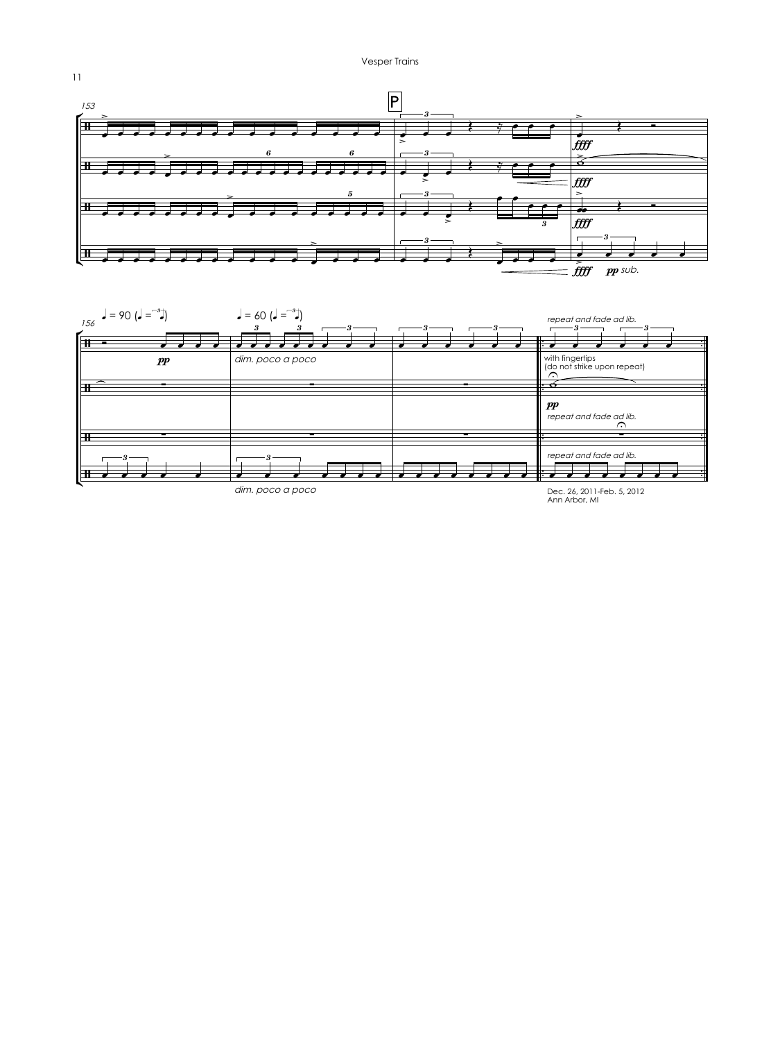153

P

*ffff*

*ffff*

*ffff*

*ffff* *pp sub.*

156 ♩ = 90 (♩ = ♩)

♩ = 60 (♩ = ♩)

*pp*

*dim. poco a poco*

*repeat and fade ad lib.*

with fingertips
(do not strike upon repeat)

*pp*

*repeat and fade ad lib.*

*repeat and fade ad lib.*

*dim. poco a poco*

Dec. 26, 2011-Feb. 5, 2012
Ann Arbor, MI